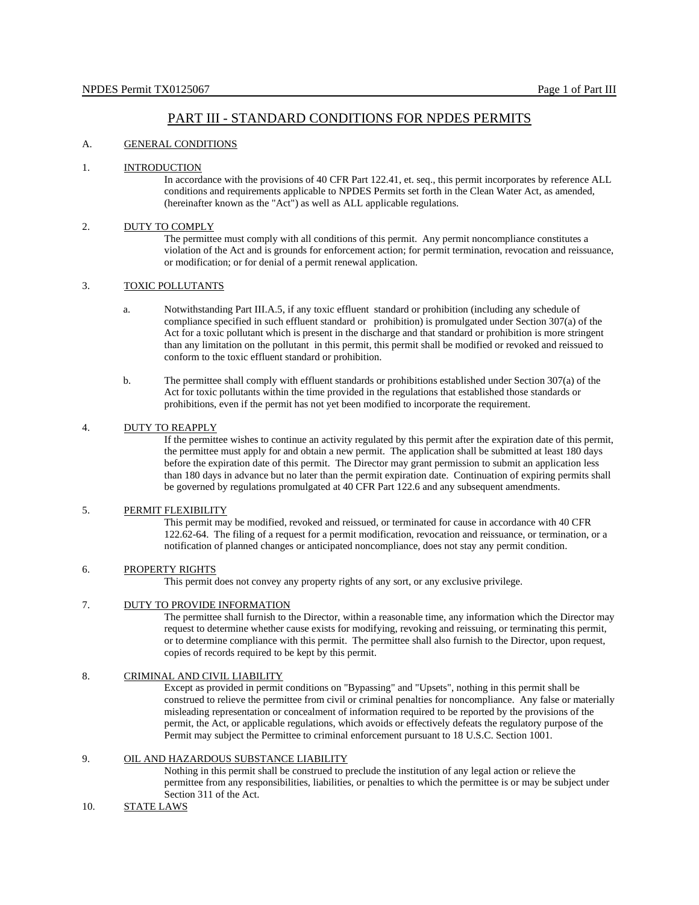# PART III - STANDARD CONDITIONS FOR NPDES PERMITS

## A. GENERAL CONDITIONS

### 1. INTRODUCTION

In accordance with the provisions of 40 CFR Part 122.41, et. seq., this permit incorporates by reference ALL conditions and requirements applicable to NPDES Permits set forth in the Clean Water Act, as amended, (hereinafter known as the "Act") as well as ALL applicable regulations.

### 2. DUTY TO COMPLY

The permittee must comply with all conditions of this permit. Any permit noncompliance constitutes a violation of the Act and is grounds for enforcement action; for permit termination, revocation and reissuance, or modification; or for denial of a permit renewal application.

### 3. TOXIC POLLUTANTS

a. Notwithstanding Part III.A.5, if any toxic effluent standard or prohibition (including any schedule of compliance specified in such effluent standard or prohibition) is promulgated under Section 307(a) of the Act for a toxic pollutant which is present in the discharge and that standard or prohibition is more stringent than any limitation on the pollutant in this permit, this permit shall be modified or revoked and reissued to conform to the toxic effluent standard or prohibition.

b. The permittee shall comply with effluent standards or prohibitions established under Section 307(a) of the Act for toxic pollutants within the time provided in the regulations that established those standards or prohibitions, even if the permit has not yet been modified to incorporate the requirement.

### 4. DUTY TO REAPPLY

If the permittee wishes to continue an activity regulated by this permit after the expiration date of this permit, the permittee must apply for and obtain a new permit. The application shall be submitted at least 180 days before the expiration date of this permit. The Director may grant permission to submit an application less than 180 days in advance but no later than the permit expiration date. Continuation of expiring permits shall be governed by regulations promulgated at 40 CFR Part 122.6 and any subsequent amendments.

### 5. PERMIT FLEXIBILITY

This permit may be modified, revoked and reissued, or terminated for cause in accordance with 40 CFR 122.62-64. The filing of a request for a permit modification, revocation and reissuance, or termination, or a notification of planned changes or anticipated noncompliance, does not stay any permit condition.

### 6. PROPERTY RIGHTS

This permit does not convey any property rights of any sort, or any exclusive privilege.

### 7. DUTY TO PROVIDE INFORMATION

The permittee shall furnish to the Director, within a reasonable time, any information which the Director may request to determine whether cause exists for modifying, revoking and reissuing, or terminating this permit, or to determine compliance with this permit. The permittee shall also furnish to the Director, upon request, copies of records required to be kept by this permit.

### 8. CRIMINAL AND CIVIL LIABILITY

Except as provided in permit conditions on "Bypassing" and "Upsets", nothing in this permit shall be construed to relieve the permittee from civil or criminal penalties for noncompliance. Any false or materially misleading representation or concealment of information required to be reported by the provisions of the permit, the Act, or applicable regulations, which avoids or effectively defeats the regulatory purpose of the Permit may subject the Permittee to criminal enforcement pursuant to 18 U.S.C. Section 1001.

### 9. OIL AND HAZARDOUS SUBSTANCE LIABILITY

Nothing in this permit shall be construed to preclude the institution of any legal action or relieve the permittee from any responsibilities, liabilities, or penalties to which the permittee is or may be subject under Section 311 of the Act.

### 10. STATE LAWS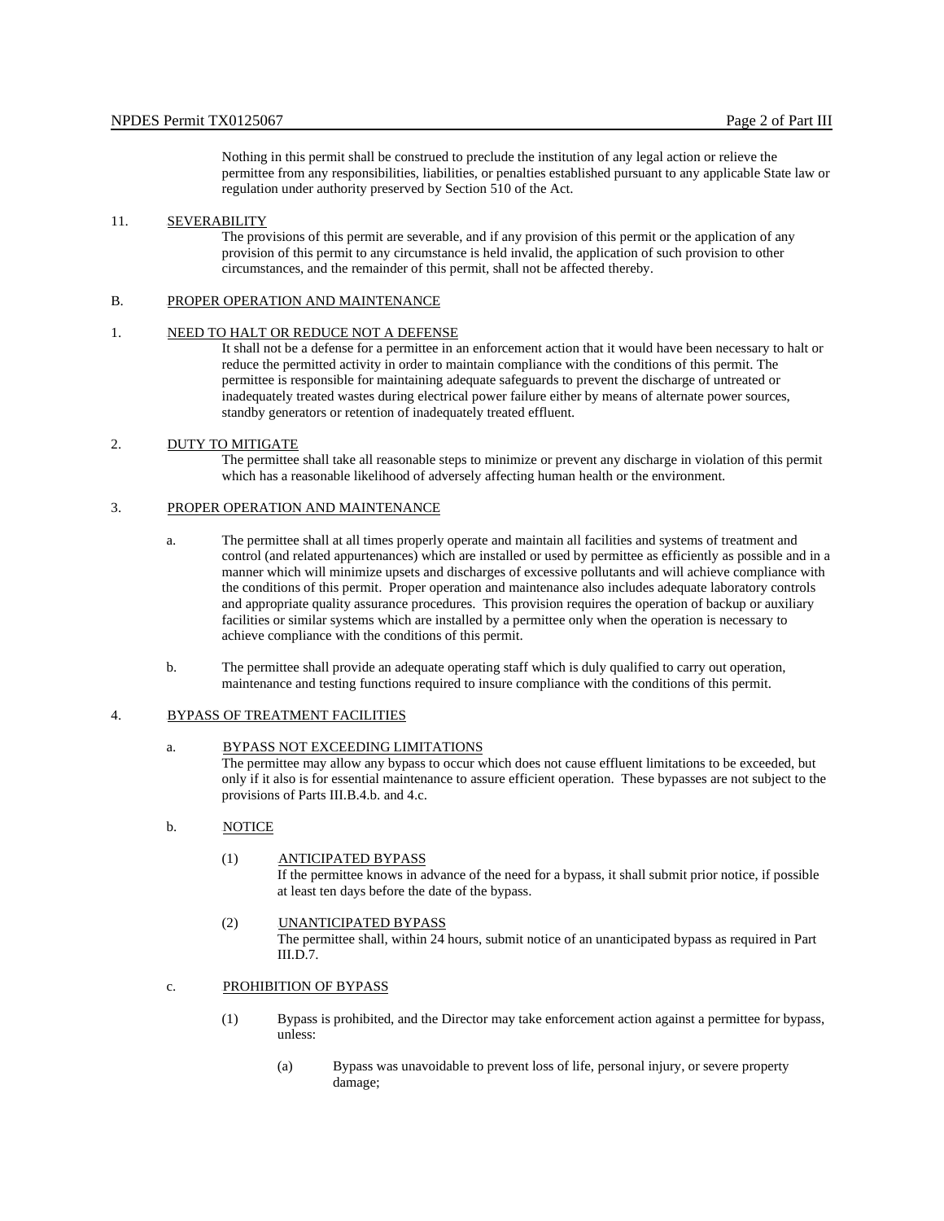Nothing in this permit shall be construed to preclude the institution of any legal action or relieve the permittee from any responsibilities, liabilities, or penalties established pursuant to any applicable State law or regulation under authority preserved by Section 510 of the Act.

11. SEVERABILITY

The provisions of this permit are severable, and if any provision of this permit or the application of any provision of this permit to any circumstance is held invalid, the application of such provision to other circumstances, and the remainder of this permit, shall not be affected thereby.

## B. PROPER OPERATION AND MAINTENANCE

### 1. NEED TO HALT OR REDUCE NOT A DEFENSE

It shall not be a defense for a permittee in an enforcement action that it would have been necessary to halt or reduce the permitted activity in order to maintain compliance with the conditions of this permit. The permittee is responsible for maintaining adequate safeguards to prevent the discharge of untreated or inadequately treated wastes during electrical power failure either by means of alternate power sources, standby generators or retention of inadequately treated effluent.

### 2. DUTY TO MITIGATE

The permittee shall take all reasonable steps to minimize or prevent any discharge in violation of this permit which has a reasonable likelihood of adversely affecting human health or the environment.

### 3. PROPER OPERATION AND MAINTENANCE

a. The permittee shall at all times properly operate and maintain all facilities and systems of treatment and control (and related appurtenances) which are installed or used by permittee as efficiently as possible and in a manner which will minimize upsets and discharges of excessive pollutants and will achieve compliance with the conditions of this permit. Proper operation and maintenance also includes adequate laboratory controls and appropriate quality assurance procedures. This provision requires the operation of backup or auxiliary facilities or similar systems which are installed by a permittee only when the operation is necessary to achieve compliance with the conditions of this permit.

b. The permittee shall provide an adequate operating staff which is duly qualified to carry out operation, maintenance and testing functions required to insure compliance with the conditions of this permit.

### 4. BYPASS OF TREATMENT FACILITIES

a. BYPASS NOT EXCEEDING LIMITATIONS

The permittee may allow any bypass to occur which does not cause effluent limitations to be exceeded, but only if it also is for essential maintenance to assure efficient operation. These bypasses are not subject to the provisions of Parts III.B.4.b. and 4.c.

b. NOTICE

(1) ANTICIPATED BYPASS

If the permittee knows in advance of the need for a bypass, it shall submit prior notice, if possible at least ten days before the date of the bypass.

(2) UNANTICIPATED BYPASS

The permittee shall, within 24 hours, submit notice of an unanticipated bypass as required in Part III.D.7.

c. PROHIBITION OF BYPASS

(1) Bypass is prohibited, and the Director may take enforcement action against a permittee for bypass, unless:

(a) Bypass was unavoidable to prevent loss of life, personal injury, or severe property damage;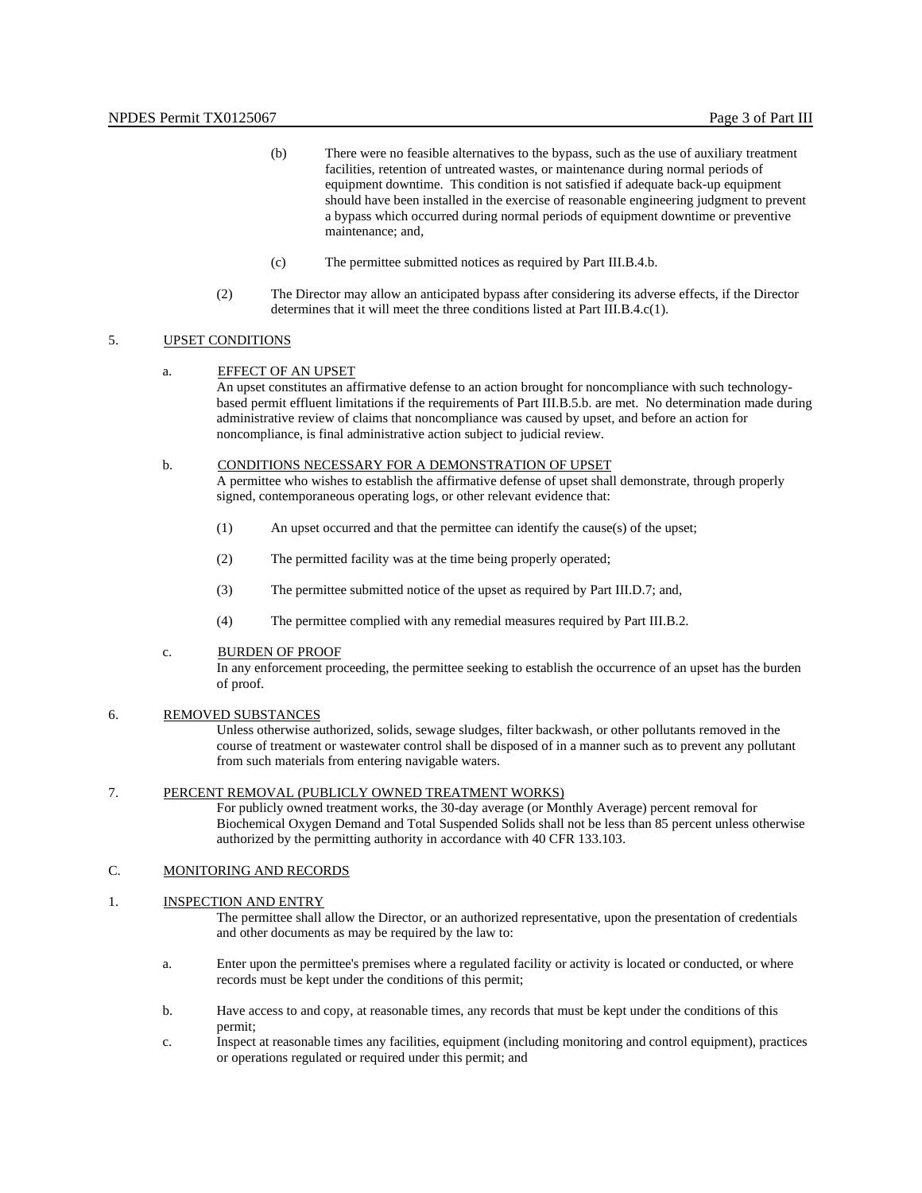(b) There were no feasible alternatives to the bypass, such as the use of auxiliary treatment facilities, retention of untreated wastes, or maintenance during normal periods of equipment downtime. This condition is not satisfied if adequate back-up equipment should have been installed in the exercise of reasonable engineering judgment to prevent a bypass which occurred during normal periods of equipment downtime or preventive maintenance; and,

(c) The permittee submitted notices as required by Part III.B.4.b.

(2) The Director may allow an anticipated bypass after considering its adverse effects, if the Director determines that it will meet the three conditions listed at Part III.B.4.c(1).

5. UPSET CONDITIONS

a. EFFECT OF AN UPSET

An upset constitutes an affirmative defense to an action brought for noncompliance with such technology-based permit effluent limitations if the requirements of Part III.B.5.b. are met. No determination made during administrative review of claims that noncompliance was caused by upset, and before an action for noncompliance, is final administrative action subject to judicial review.

b. CONDITIONS NECESSARY FOR A DEMONSTRATION OF UPSET

A permittee who wishes to establish the affirmative defense of upset shall demonstrate, through properly signed, contemporaneous operating logs, or other relevant evidence that:

(1) An upset occurred and that the permittee can identify the cause(s) of the upset;

(2) The permitted facility was at the time being properly operated;

(3) The permittee submitted notice of the upset as required by Part III.D.7; and,

(4) The permittee complied with any remedial measures required by Part III.B.2.

c. BURDEN OF PROOF

In any enforcement proceeding, the permittee seeking to establish the occurrence of an upset has the burden of proof.

6. REMOVED SUBSTANCES

Unless otherwise authorized, solids, sewage sludges, filter backwash, or other pollutants removed in the course of treatment or wastewater control shall be disposed of in a manner such as to prevent any pollutant from such materials from entering navigable waters.

7. PERCENT REMOVAL (PUBLICLY OWNED TREATMENT WORKS)

For publicly owned treatment works, the 30-day average (or Monthly Average) percent removal for Biochemical Oxygen Demand and Total Suspended Solids shall not be less than 85 percent unless otherwise authorized by the permitting authority in accordance with 40 CFR 133.103.

C. MONITORING AND RECORDS

1. INSPECTION AND ENTRY

The permittee shall allow the Director, or an authorized representative, upon the presentation of credentials and other documents as may be required by the law to:

a. Enter upon the permittee's premises where a regulated facility or activity is located or conducted, or where records must be kept under the conditions of this permit;

b. Have access to and copy, at reasonable times, any records that must be kept under the conditions of this permit;

c. Inspect at reasonable times any facilities, equipment (including monitoring and control equipment), practices or operations regulated or required under this permit; and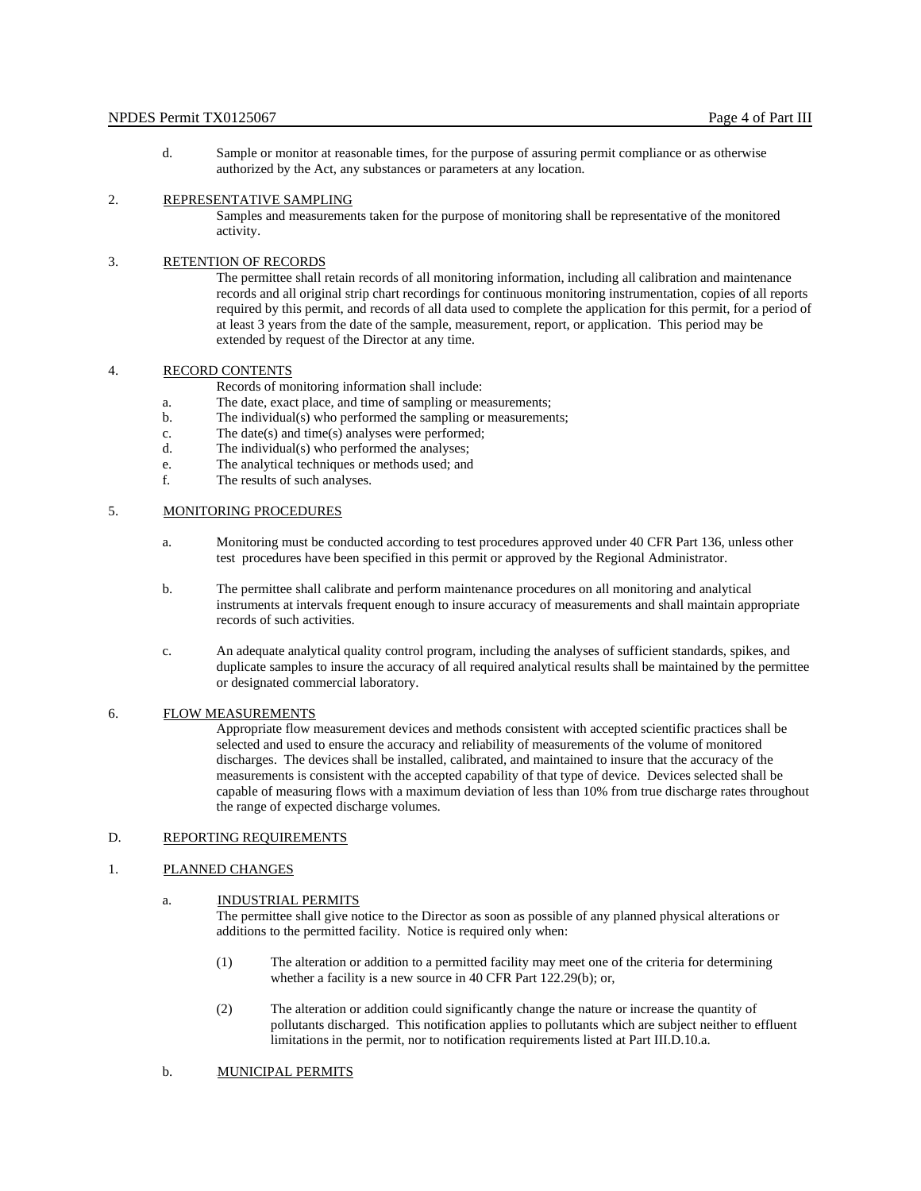d. Sample or monitor at reasonable times, for the purpose of assuring permit compliance or as otherwise authorized by the Act, any substances or parameters at any location.

2. REPRESENTATIVE SAMPLING

Samples and measurements taken for the purpose of monitoring shall be representative of the monitored activity.

3. RETENTION OF RECORDS

The permittee shall retain records of all monitoring information, including all calibration and maintenance records and all original strip chart recordings for continuous monitoring instrumentation, copies of all reports required by this permit, and records of all data used to complete the application for this permit, for a period of at least 3 years from the date of the sample, measurement, report, or application. This period may be extended by request of the Director at any time.

4. RECORD CONTENTS

Records of monitoring information shall include:

a. The date, exact place, and time of sampling or measurements;
b. The individual(s) who performed the sampling or measurements;
c. The date(s) and time(s) analyses were performed;
d. The individual(s) who performed the analyses;
e. The analytical techniques or methods used; and
f. The results of such analyses.

5. MONITORING PROCEDURES

a. Monitoring must be conducted according to test procedures approved under 40 CFR Part 136, unless other test procedures have been specified in this permit or approved by the Regional Administrator.

b. The permittee shall calibrate and perform maintenance procedures on all monitoring and analytical instruments at intervals frequent enough to insure accuracy of measurements and shall maintain appropriate records of such activities.

c. An adequate analytical quality control program, including the analyses of sufficient standards, spikes, and duplicate samples to insure the accuracy of all required analytical results shall be maintained by the permittee or designated commercial laboratory.

6. FLOW MEASUREMENTS

Appropriate flow measurement devices and methods consistent with accepted scientific practices shall be selected and used to ensure the accuracy and reliability of measurements of the volume of monitored discharges. The devices shall be installed, calibrated, and maintained to insure that the accuracy of the measurements is consistent with the accepted capability of that type of device. Devices selected shall be capable of measuring flows with a maximum deviation of less than 10% from true discharge rates throughout the range of expected discharge volumes.

D. REPORTING REQUIREMENTS

1. PLANNED CHANGES

a. INDUSTRIAL PERMITS

The permittee shall give notice to the Director as soon as possible of any planned physical alterations or additions to the permitted facility. Notice is required only when:

(1) The alteration or addition to a permitted facility may meet one of the criteria for determining whether a facility is a new source in 40 CFR Part 122.29(b); or,

(2) The alteration or addition could significantly change the nature or increase the quantity of pollutants discharged. This notification applies to pollutants which are subject neither to effluent limitations in the permit, nor to notification requirements listed at Part III.D.10.a.

b. MUNICIPAL PERMITS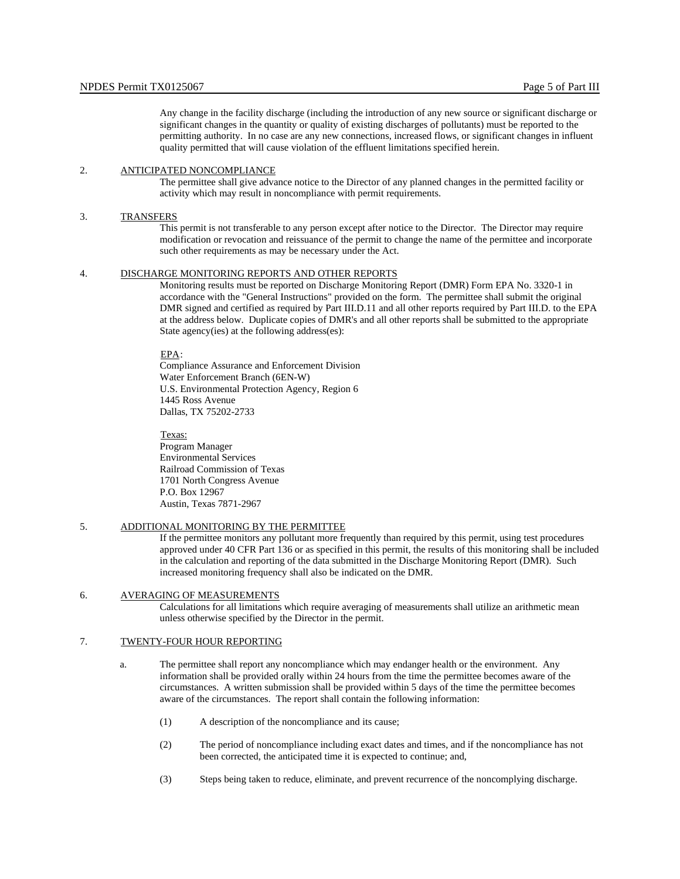Any change in the facility discharge (including the introduction of any new source or significant discharge or significant changes in the quantity or quality of existing discharges of pollutants) must be reported to the permitting authority. In no case are any new connections, increased flows, or significant changes in influent quality permitted that will cause violation of the effluent limitations specified herein.

2. <u>ANTICIPATED NONCOMPLIANCE</u>

   The permittee shall give advance notice to the Director of any planned changes in the permitted facility or activity which may result in noncompliance with permit requirements.

3. <u>TRANSFERS</u>

   This permit is not transferable to any person except after notice to the Director. The Director may require modification or revocation and reissuance of the permit to change the name of the permittee and incorporate such other requirements as may be necessary under the Act.

4. <u>DISCHARGE MONITORING REPORTS AND OTHER REPORTS</u>

   Monitoring results must be reported on Discharge Monitoring Report (DMR) Form EPA No. 3320-1 in accordance with the "General Instructions" provided on the form. The permittee shall submit the original DMR signed and certified as required by Part III.D.11 and all other reports required by Part III.D. to the EPA at the address below. Duplicate copies of DMR's and all other reports shall be submitted to the appropriate State agency(ies) at the following address(es):

   <u>EPA</u>:
   Compliance Assurance and Enforcement Division
   Water Enforcement Branch (6EN-W)
   U.S. Environmental Protection Agency, Region 6
   1445 Ross Avenue
   Dallas, TX 75202-2733

   <u>Texas:</u>
   Program Manager
   Environmental Services
   Railroad Commission of Texas
   1701 North Congress Avenue
   P.O. Box 12967
   Austin, Texas 7871-2967

5. <u>ADDITIONAL MONITORING BY THE PERMITTEE</u>

   If the permittee monitors any pollutant more frequently than required by this permit, using test procedures approved under 40 CFR Part 136 or as specified in this permit, the results of this monitoring shall be included in the calculation and reporting of the data submitted in the Discharge Monitoring Report (DMR). Such increased monitoring frequency shall also be indicated on the DMR.

6. <u>AVERAGING OF MEASUREMENTS</u>

   Calculations for all limitations which require averaging of measurements shall utilize an arithmetic mean unless otherwise specified by the Director in the permit.

7. <u>TWENTY-FOUR HOUR REPORTING</u>

   a. The permittee shall report any noncompliance which may endanger health or the environment. Any information shall be provided orally within 24 hours from the time the permittee becomes aware of the circumstances. A written submission shall be provided within 5 days of the time the permittee becomes aware of the circumstances. The report shall contain the following information:

      (1) A description of the noncompliance and its cause;

      (2) The period of noncompliance including exact dates and times, and if the noncompliance has not been corrected, the anticipated time it is expected to continue; and,

      (3) Steps being taken to reduce, eliminate, and prevent recurrence of the noncomplying discharge.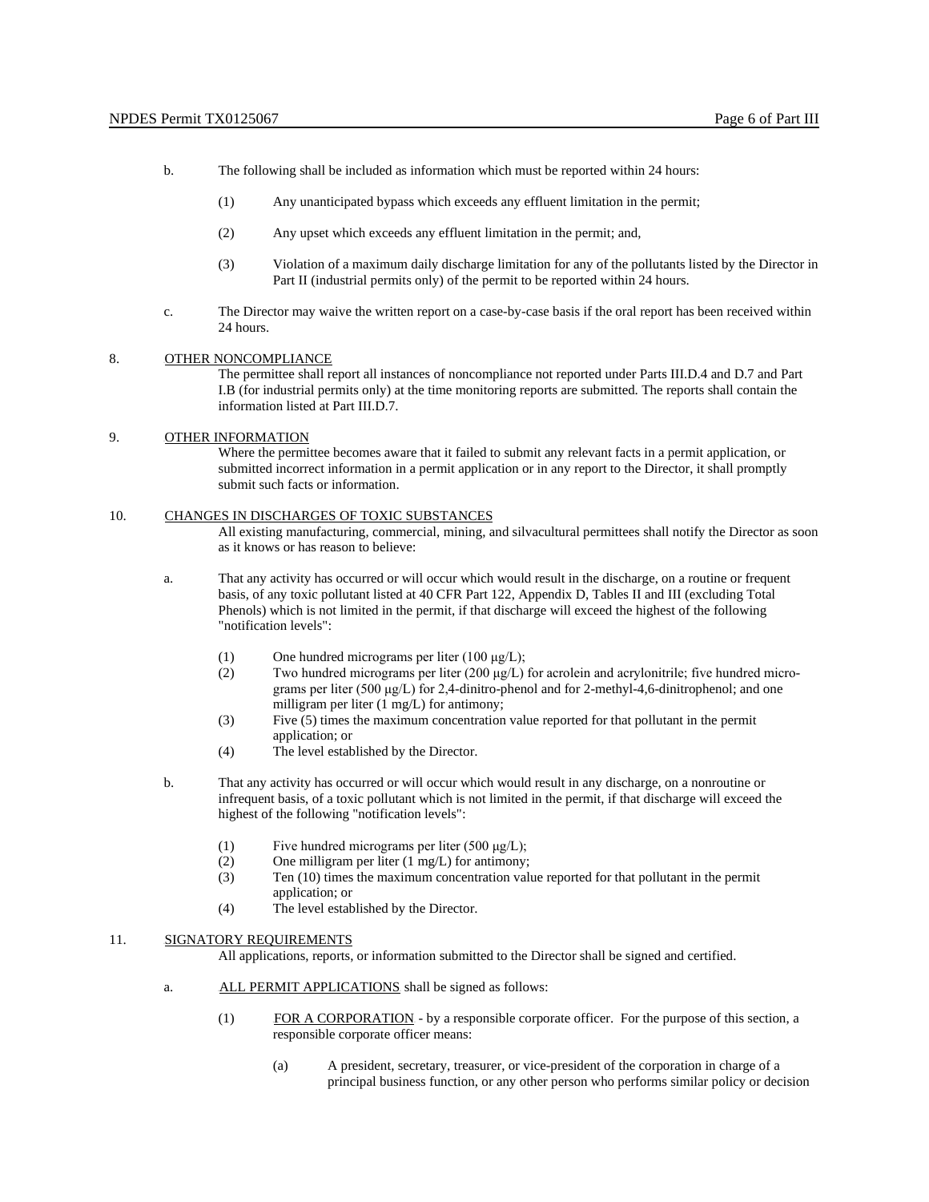b. The following shall be included as information which must be reported within 24 hours:

   (1) Any unanticipated bypass which exceeds any effluent limitation in the permit;

   (2) Any upset which exceeds any effluent limitation in the permit; and,

   (3) Violation of a maximum daily discharge limitation for any of the pollutants listed by the Director in Part II (industrial permits only) of the permit to be reported within 24 hours.

c. The Director may waive the written report on a case-by-case basis if the oral report has been received within 24 hours.

8. OTHER NONCOMPLIANCE

The permittee shall report all instances of noncompliance not reported under Parts III.D.4 and D.7 and Part I.B (for industrial permits only) at the time monitoring reports are submitted. The reports shall contain the information listed at Part III.D.7.

9. OTHER INFORMATION

Where the permittee becomes aware that it failed to submit any relevant facts in a permit application, or submitted incorrect information in a permit application or in any report to the Director, it shall promptly submit such facts or information.

10. CHANGES IN DISCHARGES OF TOXIC SUBSTANCES

All existing manufacturing, commercial, mining, and silvacultural permittees shall notify the Director as soon as it knows or has reason to believe:

a. That any activity has occurred or will occur which would result in the discharge, on a routine or frequent basis, of any toxic pollutant listed at 40 CFR Part 122, Appendix D, Tables II and III (excluding Total Phenols) which is not limited in the permit, if that discharge will exceed the highest of the following "notification levels":

   (1) One hundred micrograms per liter (100 μg/L);
   (2) Two hundred micrograms per liter (200 μg/L) for acrolein and acrylonitrile; five hundred micrograms per liter (500 μg/L) for 2,4-dinitro-phenol and for 2-methyl-4,6-dinitrophenol; and one milligram per liter (1 mg/L) for antimony;
   (3) Five (5) times the maximum concentration value reported for that pollutant in the permit application; or
   (4) The level established by the Director.

b. That any activity has occurred or will occur which would result in any discharge, on a nonroutine or infrequent basis, of a toxic pollutant which is not limited in the permit, if that discharge will exceed the highest of the following "notification levels":

   (1) Five hundred micrograms per liter (500 μg/L);
   (2) One milligram per liter (1 mg/L) for antimony;
   (3) Ten (10) times the maximum concentration value reported for that pollutant in the permit application; or
   (4) The level established by the Director.

11. SIGNATORY REQUIREMENTS

All applications, reports, or information submitted to the Director shall be signed and certified.

a. ALL PERMIT APPLICATIONS shall be signed as follows:

   (1) FOR A CORPORATION - by a responsible corporate officer. For the purpose of this section, a responsible corporate officer means:

      (a) A president, secretary, treasurer, or vice-president of the corporation in charge of a principal business function, or any other person who performs similar policy or decision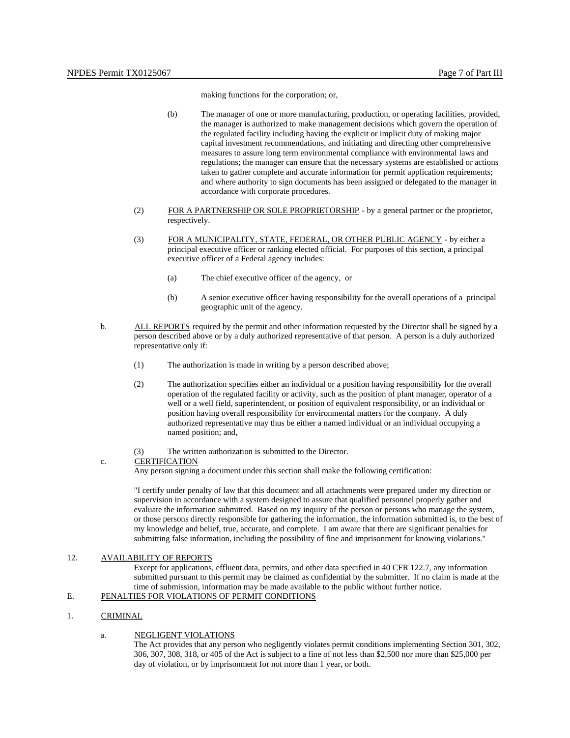making functions for the corporation; or,

(b) The manager of one or more manufacturing, production, or operating facilities, provided, the manager is authorized to make management decisions which govern the operation of the regulated facility including having the explicit or implicit duty of making major capital investment recommendations, and initiating and directing other comprehensive measures to assure long term environmental compliance with environmental laws and regulations; the manager can ensure that the necessary systems are established or actions taken to gather complete and accurate information for permit application requirements; and where authority to sign documents has been assigned or delegated to the manager in accordance with corporate procedures.

(2) FOR A PARTNERSHIP OR SOLE PROPRIETORSHIP - by a general partner or the proprietor, respectively.

(3) FOR A MUNICIPALITY, STATE, FEDERAL, OR OTHER PUBLIC AGENCY - by either a principal executive officer or ranking elected official. For purposes of this section, a principal executive officer of a Federal agency includes:

(a) The chief executive officer of the agency, or

(b) A senior executive officer having responsibility for the overall operations of a principal geographic unit of the agency.

b. ALL REPORTS required by the permit and other information requested by the Director shall be signed by a person described above or by a duly authorized representative of that person. A person is a duly authorized representative only if:

(1) The authorization is made in writing by a person described above;

(2) The authorization specifies either an individual or a position having responsibility for the overall operation of the regulated facility or activity, such as the position of plant manager, operator of a well or a well field, superintendent, or position of equivalent responsibility, or an individual or position having overall responsibility for environmental matters for the company. A duly authorized representative may thus be either a named individual or an individual occupying a named position; and,

(3) The written authorization is submitted to the Director.

c. CERTIFICATION

Any person signing a document under this section shall make the following certification:

"I certify under penalty of law that this document and all attachments were prepared under my direction or supervision in accordance with a system designed to assure that qualified personnel properly gather and evaluate the information submitted. Based on my inquiry of the person or persons who manage the system, or those persons directly responsible for gathering the information, the information submitted is, to the best of my knowledge and belief, true, accurate, and complete. I am aware that there are significant penalties for submitting false information, including the possibility of fine and imprisonment for knowing violations."

12. AVAILABILITY OF REPORTS

Except for applications, effluent data, permits, and other data specified in 40 CFR 122.7, any information submitted pursuant to this permit may be claimed as confidential by the submitter. If no claim is made at the time of submission, information may be made available to the public without further notice.

E. PENALTIES FOR VIOLATIONS OF PERMIT CONDITIONS

1. CRIMINAL

a. NEGLIGENT VIOLATIONS

The Act provides that any person who negligently violates permit conditions implementing Section 301, 302, 306, 307, 308, 318, or 405 of the Act is subject to a fine of not less than $2,500 nor more than $25,000 per day of violation, or by imprisonment for not more than 1 year, or both.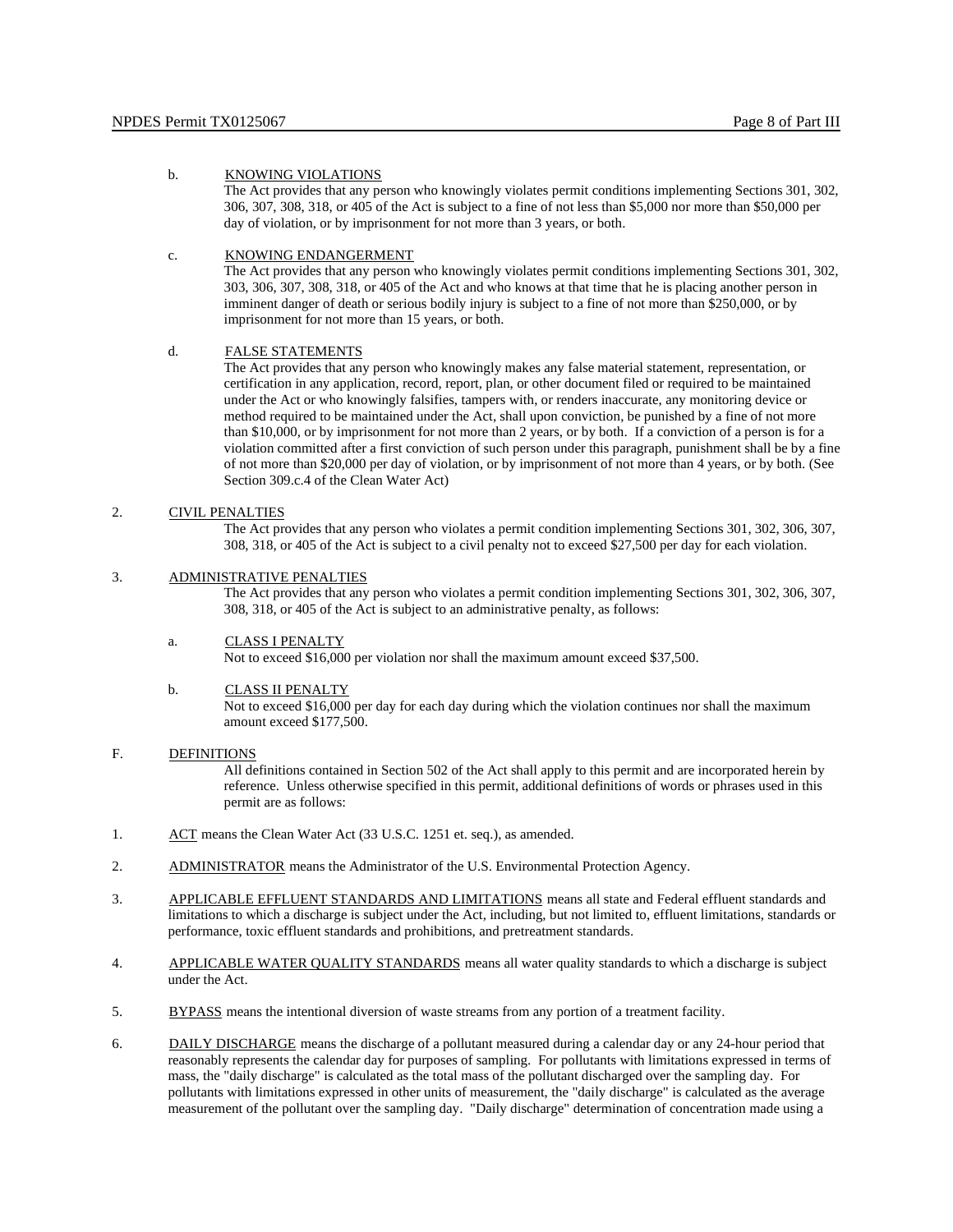b. KNOWING VIOLATIONS

The Act provides that any person who knowingly violates permit conditions implementing Sections 301, 302, 306, 307, 308, 318, or 405 of the Act is subject to a fine of not less than $5,000 nor more than $50,000 per day of violation, or by imprisonment for not more than 3 years, or both.

c. KNOWING ENDANGERMENT

The Act provides that any person who knowingly violates permit conditions implementing Sections 301, 302, 303, 306, 307, 308, 318, or 405 of the Act and who knows at that time that he is placing another person in imminent danger of death or serious bodily injury is subject to a fine of not more than $250,000, or by imprisonment for not more than 15 years, or both.

d. FALSE STATEMENTS

The Act provides that any person who knowingly makes any false material statement, representation, or certification in any application, record, report, plan, or other document filed or required to be maintained under the Act or who knowingly falsifies, tampers with, or renders inaccurate, any monitoring device or method required to be maintained under the Act, shall upon conviction, be punished by a fine of not more than $10,000, or by imprisonment for not more than 2 years, or by both. If a conviction of a person is for a violation committed after a first conviction of such person under this paragraph, punishment shall be by a fine of not more than $20,000 per day of violation, or by imprisonment of not more than 4 years, or by both. (See Section 309.c.4 of the Clean Water Act)

2. CIVIL PENALTIES

The Act provides that any person who violates a permit condition implementing Sections 301, 302, 306, 307, 308, 318, or 405 of the Act is subject to a civil penalty not to exceed $27,500 per day for each violation.

3. ADMINISTRATIVE PENALTIES

The Act provides that any person who violates a permit condition implementing Sections 301, 302, 306, 307, 308, 318, or 405 of the Act is subject to an administrative penalty, as follows:

a. CLASS I PENALTY

Not to exceed $16,000 per violation nor shall the maximum amount exceed $37,500.

b. CLASS II PENALTY

Not to exceed $16,000 per day for each day during which the violation continues nor shall the maximum amount exceed $177,500.

F. DEFINITIONS

All definitions contained in Section 502 of the Act shall apply to this permit and are incorporated herein by reference. Unless otherwise specified in this permit, additional definitions of words or phrases used in this permit are as follows:

1. ACT means the Clean Water Act (33 U.S.C. 1251 et. seq.), as amended.

2. ADMINISTRATOR means the Administrator of the U.S. Environmental Protection Agency.

3. APPLICABLE EFFLUENT STANDARDS AND LIMITATIONS means all state and Federal effluent standards and limitations to which a discharge is subject under the Act, including, but not limited to, effluent limitations, standards or performance, toxic effluent standards and prohibitions, and pretreatment standards.

4. APPLICABLE WATER QUALITY STANDARDS means all water quality standards to which a discharge is subject under the Act.

5. BYPASS means the intentional diversion of waste streams from any portion of a treatment facility.

6. DAILY DISCHARGE means the discharge of a pollutant measured during a calendar day or any 24-hour period that reasonably represents the calendar day for purposes of sampling. For pollutants with limitations expressed in terms of mass, the "daily discharge" is calculated as the total mass of the pollutant discharged over the sampling day. For pollutants with limitations expressed in other units of measurement, the "daily discharge" is calculated as the average measurement of the pollutant over the sampling day. "Daily discharge" determination of concentration made using a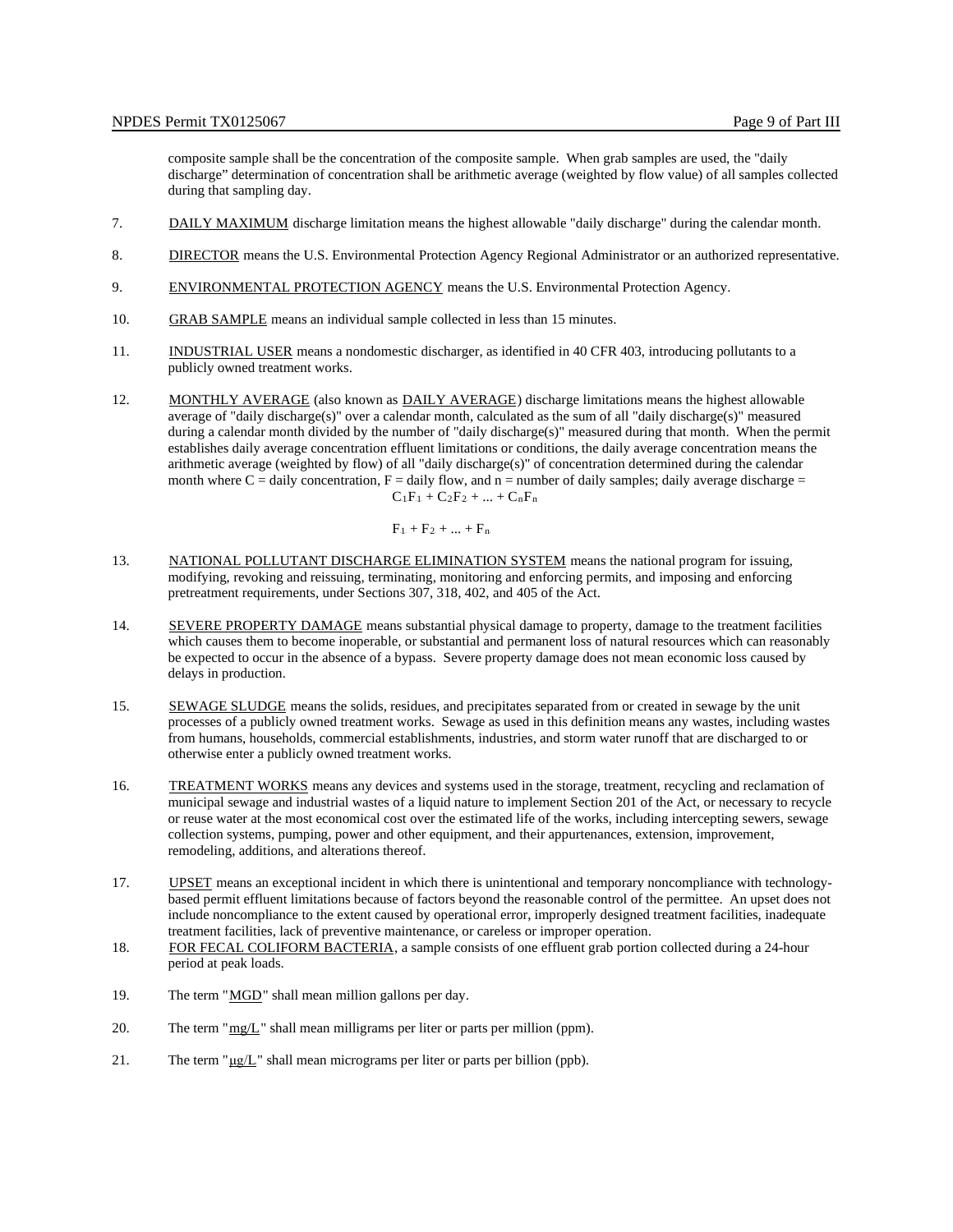composite sample shall be the concentration of the composite sample. When grab samples are used, the "daily discharge" determination of concentration shall be arithmetic average (weighted by flow value) of all samples collected during that sampling day.

7. DAILY MAXIMUM discharge limitation means the highest allowable "daily discharge" during the calendar month.

8. DIRECTOR means the U.S. Environmental Protection Agency Regional Administrator or an authorized representative.

9. ENVIRONMENTAL PROTECTION AGENCY means the U.S. Environmental Protection Agency.

10. GRAB SAMPLE means an individual sample collected in less than 15 minutes.

11. INDUSTRIAL USER means a nondomestic discharger, as identified in 40 CFR 403, introducing pollutants to a publicly owned treatment works.

12. MONTHLY AVERAGE (also known as DAILY AVERAGE) discharge limitations means the highest allowable average of "daily discharge(s)" over a calendar month, calculated as the sum of all "daily discharge(s)" measured during a calendar month divided by the number of "daily discharge(s)" measured during that month. When the permit establishes daily average concentration effluent limitations or conditions, the daily average concentration means the arithmetic average (weighted by flow) of all "daily discharge(s)" of concentration determined during the calendar month where C = daily concentration, F = daily flow, and n = number of daily samples; daily average discharge =

$$\frac{C_1F_1 + C_2F_2 + ... + C_nF_n}{F_1 + F_2 + ... + F_n}$$

13. NATIONAL POLLUTANT DISCHARGE ELIMINATION SYSTEM means the national program for issuing, modifying, revoking and reissuing, terminating, monitoring and enforcing permits, and imposing and enforcing pretreatment requirements, under Sections 307, 318, 402, and 405 of the Act.

14. SEVERE PROPERTY DAMAGE means substantial physical damage to property, damage to the treatment facilities which causes them to become inoperable, or substantial and permanent loss of natural resources which can reasonably be expected to occur in the absence of a bypass. Severe property damage does not mean economic loss caused by delays in production.

15. SEWAGE SLUDGE means the solids, residues, and precipitates separated from or created in sewage by the unit processes of a publicly owned treatment works. Sewage as used in this definition means any wastes, including wastes from humans, households, commercial establishments, industries, and storm water runoff that are discharged to or otherwise enter a publicly owned treatment works.

16. TREATMENT WORKS means any devices and systems used in the storage, treatment, recycling and reclamation of municipal sewage and industrial wastes of a liquid nature to implement Section 201 of the Act, or necessary to recycle or reuse water at the most economical cost over the estimated life of the works, including intercepting sewers, sewage collection systems, pumping, power and other equipment, and their appurtenances, extension, improvement, remodeling, additions, and alterations thereof.

17. UPSET means an exceptional incident in which there is unintentional and temporary noncompliance with technology-based permit effluent limitations because of factors beyond the reasonable control of the permittee. An upset does not include noncompliance to the extent caused by operational error, improperly designed treatment facilities, inadequate treatment facilities, lack of preventive maintenance, or careless or improper operation.

18. FOR FECAL COLIFORM BACTERIA, a sample consists of one effluent grab portion collected during a 24-hour period at peak loads.

19. The term "MGD" shall mean million gallons per day.

20. The term "mg/L" shall mean milligrams per liter or parts per million (ppm).

21. The term "μg/L" shall mean micrograms per liter or parts per billion (ppb).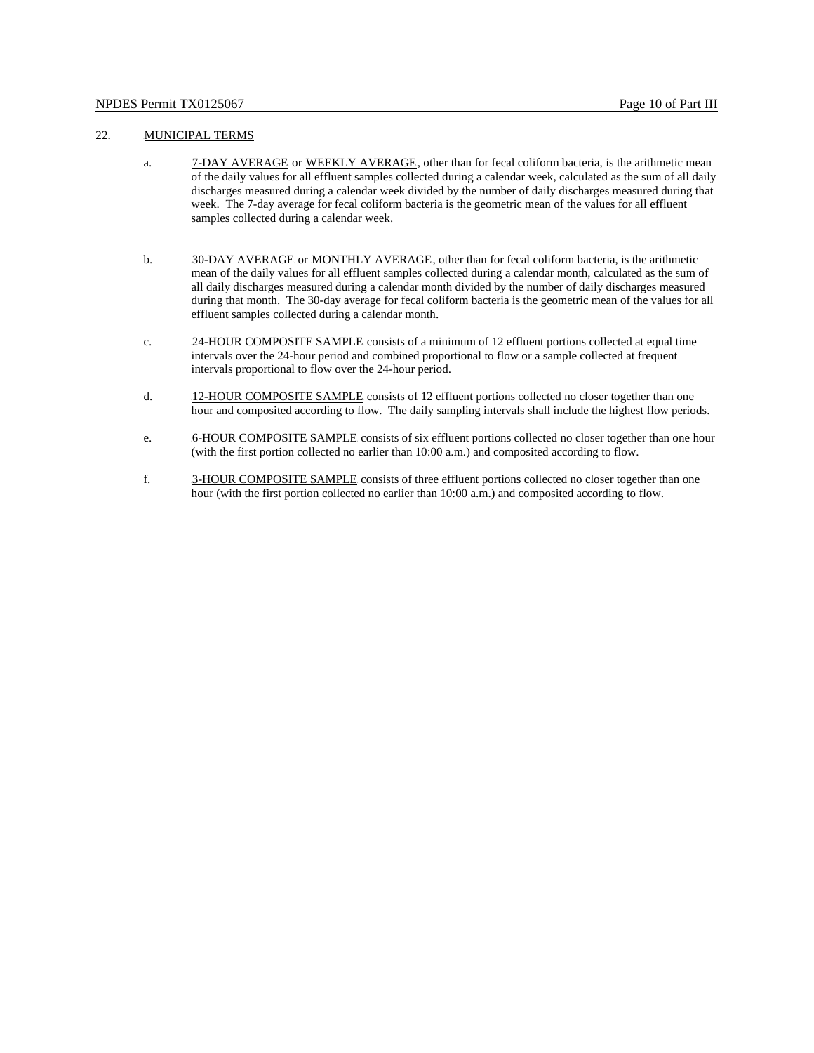22. MUNICIPAL TERMS

a. 7-DAY AVERAGE or WEEKLY AVERAGE, other than for fecal coliform bacteria, is the arithmetic mean of the daily values for all effluent samples collected during a calendar week, calculated as the sum of all daily discharges measured during a calendar week divided by the number of daily discharges measured during that week. The 7-day average for fecal coliform bacteria is the geometric mean of the values for all effluent samples collected during a calendar week.

b. 30-DAY AVERAGE or MONTHLY AVERAGE, other than for fecal coliform bacteria, is the arithmetic mean of the daily values for all effluent samples collected during a calendar month, calculated as the sum of all daily discharges measured during a calendar month divided by the number of daily discharges measured during that month. The 30-day average for fecal coliform bacteria is the geometric mean of the values for all effluent samples collected during a calendar month.

c. 24-HOUR COMPOSITE SAMPLE consists of a minimum of 12 effluent portions collected at equal time intervals over the 24-hour period and combined proportional to flow or a sample collected at frequent intervals proportional to flow over the 24-hour period.

d. 12-HOUR COMPOSITE SAMPLE consists of 12 effluent portions collected no closer together than one hour and composited according to flow. The daily sampling intervals shall include the highest flow periods.

e. 6-HOUR COMPOSITE SAMPLE consists of six effluent portions collected no closer together than one hour (with the first portion collected no earlier than 10:00 a.m.) and composited according to flow.

f. 3-HOUR COMPOSITE SAMPLE consists of three effluent portions collected no closer together than one hour (with the first portion collected no earlier than 10:00 a.m.) and composited according to flow.